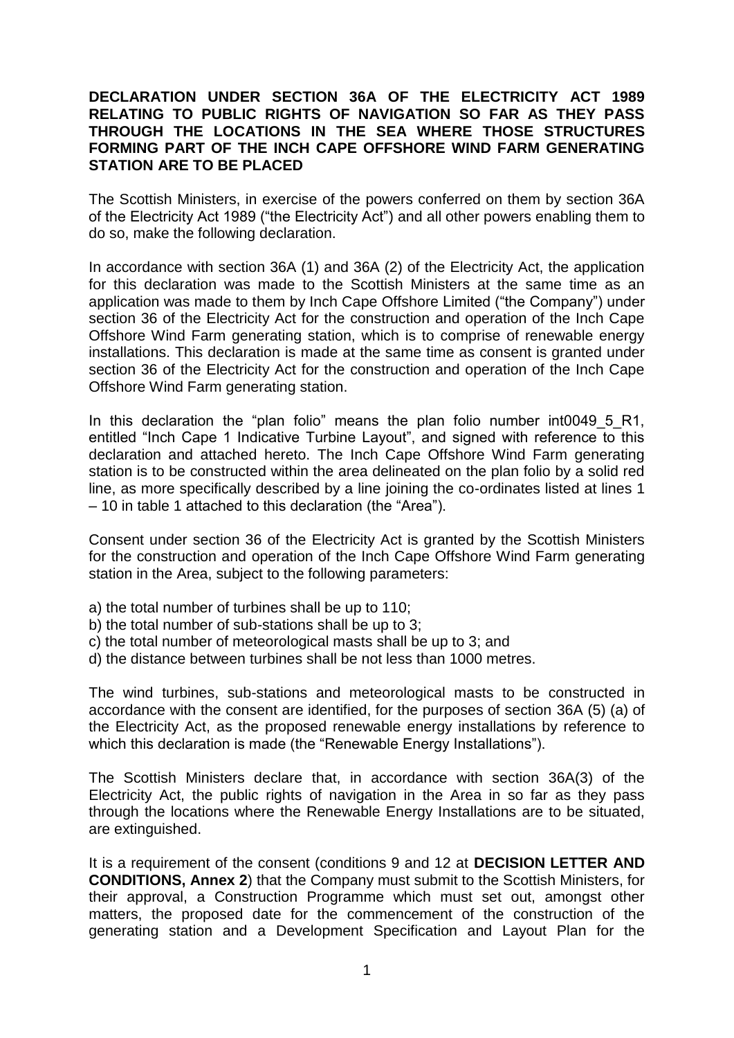**DECLARATION UNDER SECTION 36A OF THE ELECTRICITY ACT 1989 RELATING TO PUBLIC RIGHTS OF NAVIGATION SO FAR AS THEY PASS THROUGH THE LOCATIONS IN THE SEA WHERE THOSE STRUCTURES FORMING PART OF THE INCH CAPE OFFSHORE WIND FARM GENERATING STATION ARE TO BE PLACED**

The Scottish Ministers, in exercise of the powers conferred on them by section 36A of the Electricity Act 1989 ("the Electricity Act") and all other powers enabling them to do so, make the following declaration.

In accordance with section 36A (1) and 36A (2) of the Electricity Act, the application for this declaration was made to the Scottish Ministers at the same time as an application was made to them by Inch Cape Offshore Limited ("the Company") under section 36 of the Electricity Act for the construction and operation of the Inch Cape Offshore Wind Farm generating station, which is to comprise of renewable energy installations. This declaration is made at the same time as consent is granted under section 36 of the Electricity Act for the construction and operation of the Inch Cape Offshore Wind Farm generating station.

In this declaration the "plan folio" means the plan folio number int0049_5_R1, entitled "Inch Cape 1 Indicative Turbine Layout", and signed with reference to this declaration and attached hereto. The Inch Cape Offshore Wind Farm generating station is to be constructed within the area delineated on the plan folio by a solid red line, as more specifically described by a line joining the co-ordinates listed at lines 1 – 10 in table 1 attached to this declaration (the "Area").

Consent under section 36 of the Electricity Act is granted by the Scottish Ministers for the construction and operation of the Inch Cape Offshore Wind Farm generating station in the Area, subject to the following parameters:

a) the total number of turbines shall be up to 110;
b) the total number of sub-stations shall be up to 3;
c) the total number of meteorological masts shall be up to 3; and
d) the distance between turbines shall be not less than 1000 metres.

The wind turbines, sub-stations and meteorological masts to be constructed in accordance with the consent are identified, for the purposes of section 36A (5) (a) of the Electricity Act, as the proposed renewable energy installations by reference to which this declaration is made (the "Renewable Energy Installations").

The Scottish Ministers declare that, in accordance with section 36A(3) of the Electricity Act, the public rights of navigation in the Area in so far as they pass through the locations where the Renewable Energy Installations are to be situated, are extinguished.

It is a requirement of the consent (conditions 9 and 12 at **DECISION LETTER AND CONDITIONS, Annex 2**) that the Company must submit to the Scottish Ministers, for their approval, a Construction Programme which must set out, amongst other matters, the proposed date for the commencement of the construction of the generating station and a Development Specification and Layout Plan for the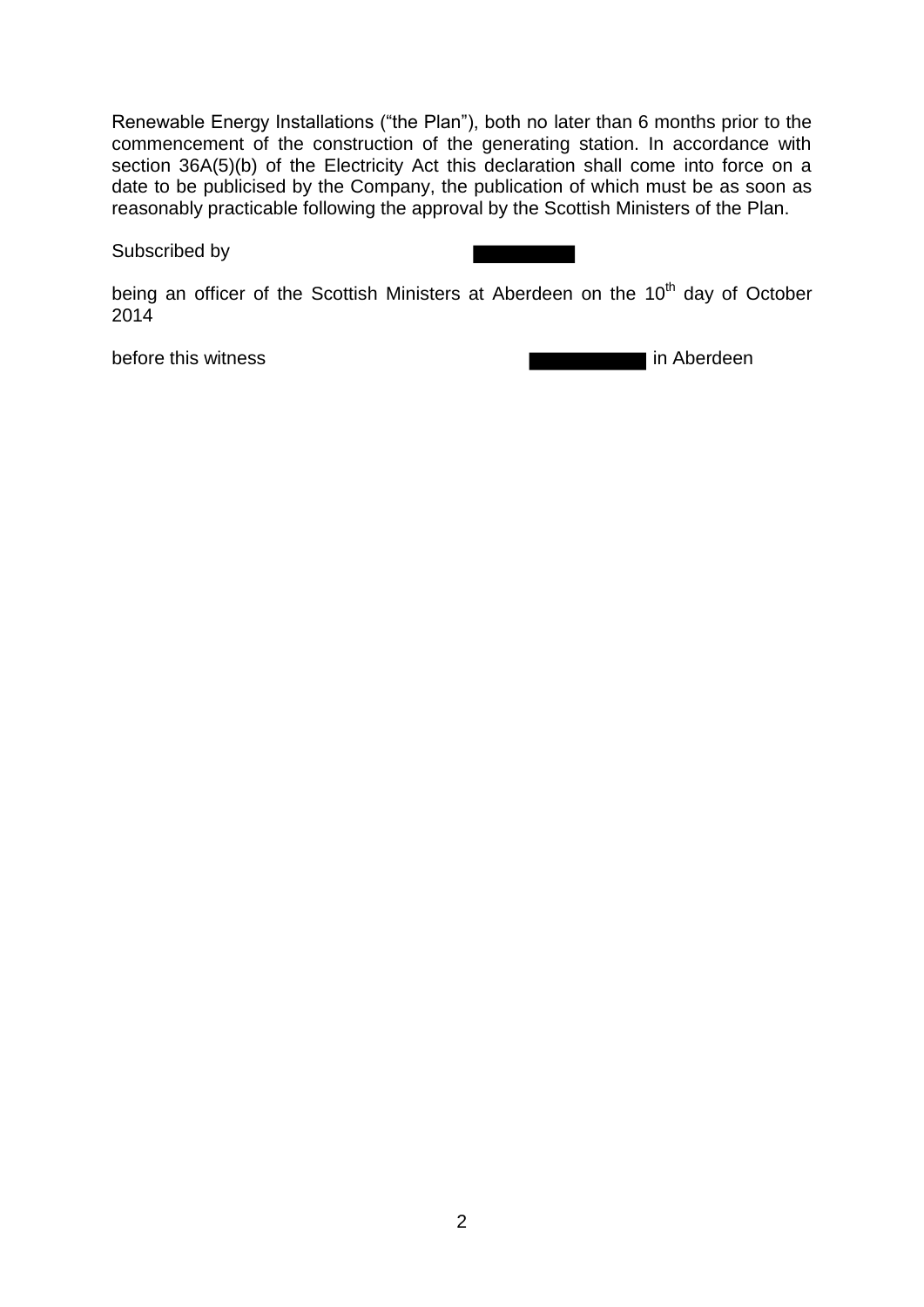Renewable Energy Installations ("the Plan"), both no later than 6 months prior to the commencement of the construction of the generating station. In accordance with section 36A(5)(b) of the Electricity Act this declaration shall come into force on a date to be publicised by the Company, the publication of which must be as soon as reasonably practicable following the approval by the Scottish Ministers of the Plan.

Subscribed by

being an officer of the Scottish Ministers at Aberdeen on the 10th day of October 2014

before this witness in Aberdeen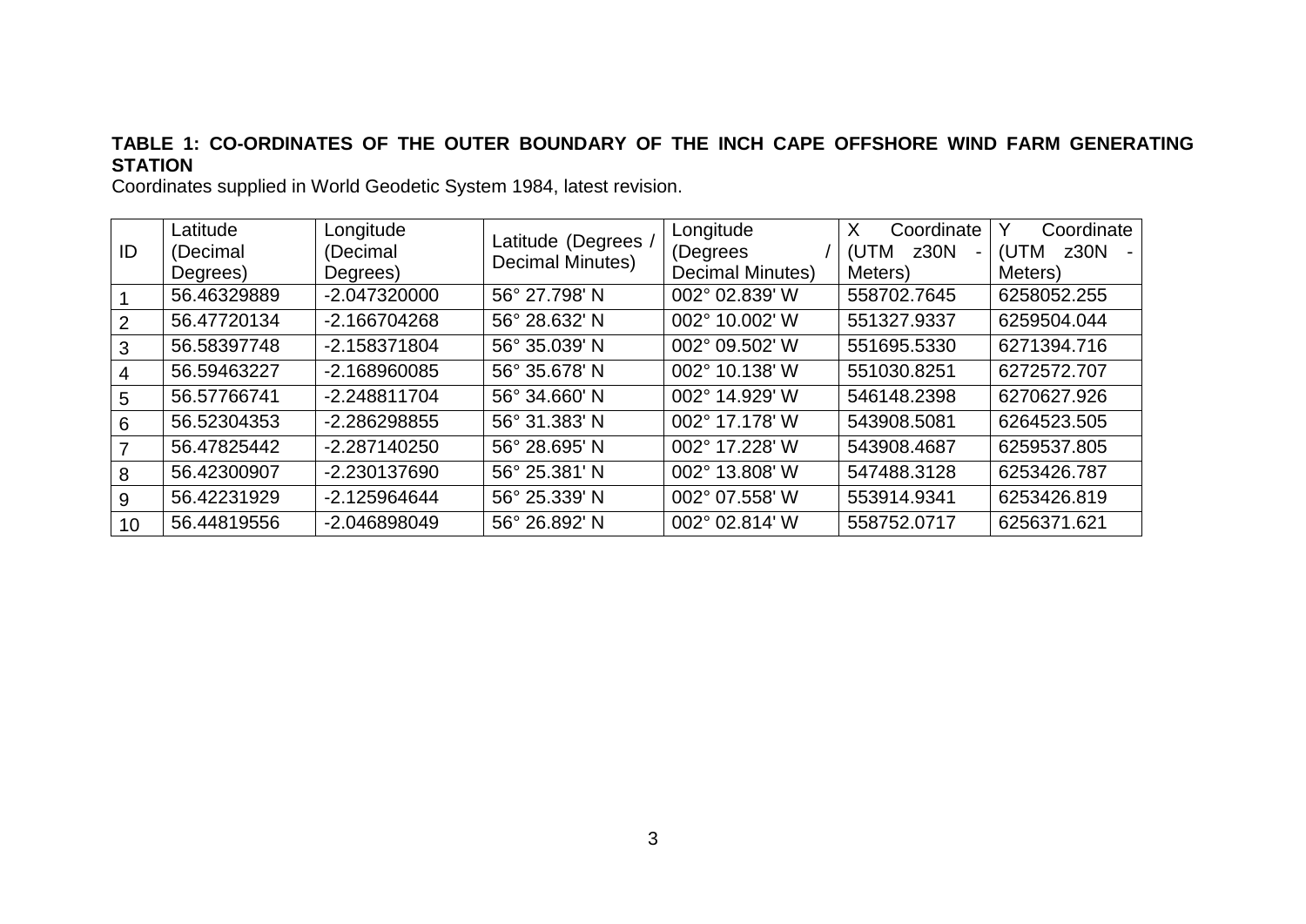**TABLE 1: CO-ORDINATES OF THE OUTER BOUNDARY OF THE INCH CAPE OFFSHORE WIND FARM GENERATING STATION**

Coordinates supplied in World Geodetic System 1984, latest revision.

| ID | Latitude (Decimal Degrees) | Longitude (Decimal Degrees) | Latitude (Degrees / Decimal Minutes) | Longitude (Degrees / Decimal Minutes) | X Coordinate (UTM z30N - Meters) | Y Coordinate (UTM z30N - Meters) |
|---|---|---|---|---|---|---|
| 1 | 56.46329889 | -2.047320000 | 56° 27.798' N | 002° 02.839' W | 558702.7645 | 6258052.255 |
| 2 | 56.47720134 | -2.166704268 | 56° 28.632' N | 002° 10.002' W | 551327.9337 | 6259504.044 |
| 3 | 56.58397748 | -2.158371804 | 56° 35.039' N | 002° 09.502' W | 551695.5330 | 6271394.716 |
| 4 | 56.59463227 | -2.168960085 | 56° 35.678' N | 002° 10.138' W | 551030.8251 | 6272572.707 |
| 5 | 56.57766741 | -2.248811704 | 56° 34.660' N | 002° 14.929' W | 546148.2398 | 6270627.926 |
| 6 | 56.52304353 | -2.286298855 | 56° 31.383' N | 002° 17.178' W | 543908.5081 | 6264523.505 |
| 7 | 56.47825442 | -2.287140250 | 56° 28.695' N | 002° 17.228' W | 543908.4687 | 6259537.805 |
| 8 | 56.42300907 | -2.230137690 | 56° 25.381' N | 002° 13.808' W | 547488.3128 | 6253426.787 |
| 9 | 56.42231929 | -2.125964644 | 56° 25.339' N | 002° 07.558' W | 553914.9341 | 6253426.819 |
| 10 | 56.44819556 | -2.046898049 | 56° 26.892' N | 002° 02.814' W | 558752.0717 | 6256371.621 |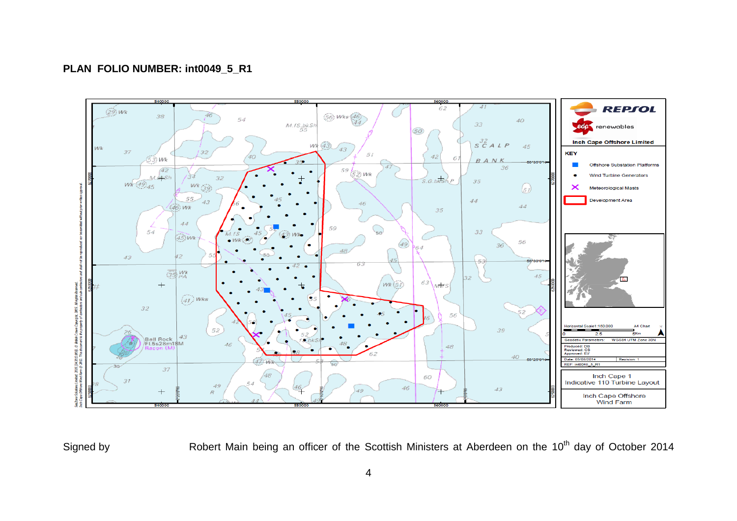**PLAN FOLIO NUMBER: int0049_5_R1**

REPSOL

renewables

Inch Cape Offshore Limited

KEY

Offshore Substation Platforms

Wind Turbine Generators

Meteorological Masts

Development Area

Horizontal Scale1:150,000

A4 Chart

0 2.5 5Km

Geodetic Parameters: WGS84 UTM Zone 30N

Produced: DB
Reviewed: CS
Approved: EV

Date: 05/09/2014

Revision: 1

REF: int0049_5_R1

Inch Cape 1
Indicative 110 Turbine Layout

Inch Cape Offshore
Wind Farm

Signed by Robert Main being an officer of the Scottish Ministers at Aberdeen on the 10th day of October 2014